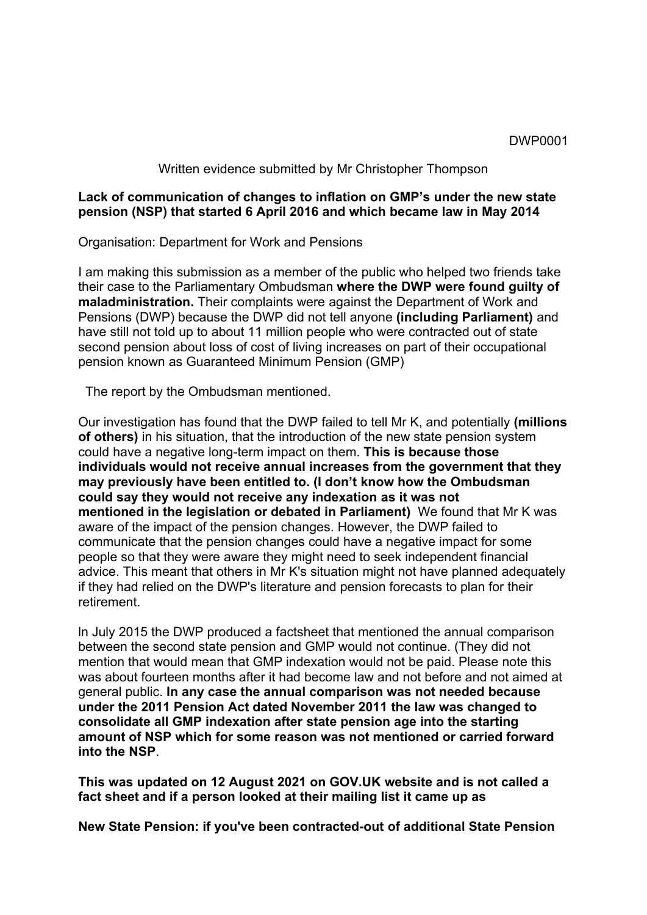DWP0001

Written evidence submitted by Mr Christopher Thompson

**Lack of communication of changes to inflation on GMP's under the new state pension (NSP) that started 6 April 2016 and which became law in May 2014**

Organisation: Department for Work and Pensions

I am making this submission as a member of the public who helped two friends take their case to the Parliamentary Ombudsman **where the DWP were found guilty of maladministration.** Their complaints were against the Department of Work and Pensions (DWP) because the DWP did not tell anyone **(including Parliament)** and have still not told up to about 11 million people who were contracted out of state second pension about loss of cost of living increases on part of their occupational pension known as Guaranteed Minimum Pension (GMP)

The report by the Ombudsman mentioned.

Our investigation has found that the DWP failed to tell Mr K, and potentially **(millions of others)** in his situation, that the introduction of the new state pension system could have a negative long-term impact on them. **This is because those individuals would not receive annual increases from the government that they may previously have been entitled to. (I don't know how the Ombudsman could say they would not receive any indexation as it was not mentioned in the legislation or debated in Parliament)** We found that Mr K was aware of the impact of the pension changes. However, the DWP failed to communicate that the pension changes could have a negative impact for some people so that they were aware they might need to seek independent financial advice. This meant that others in Mr K's situation might not have planned adequately if they had relied on the DWP's literature and pension forecasts to plan for their retirement.

In July 2015 the DWP produced a factsheet that mentioned the annual comparison between the second state pension and GMP would not continue. (They did not mention that would mean that GMP indexation would not be paid. Please note this was about fourteen months after it had become law and not before and not aimed at general public. **In any case the annual comparison was not needed because under the 2011 Pension Act dated November 2011 the law was changed to consolidate all GMP indexation after state pension age into the starting amount of NSP which for some reason was not mentioned or carried forward into the NSP**.

**This was updated on 12 August 2021 on GOV.UK website and is not called a fact sheet and if a person looked at their mailing list it came up as**

**New State Pension: if you've been contracted-out of additional State Pension**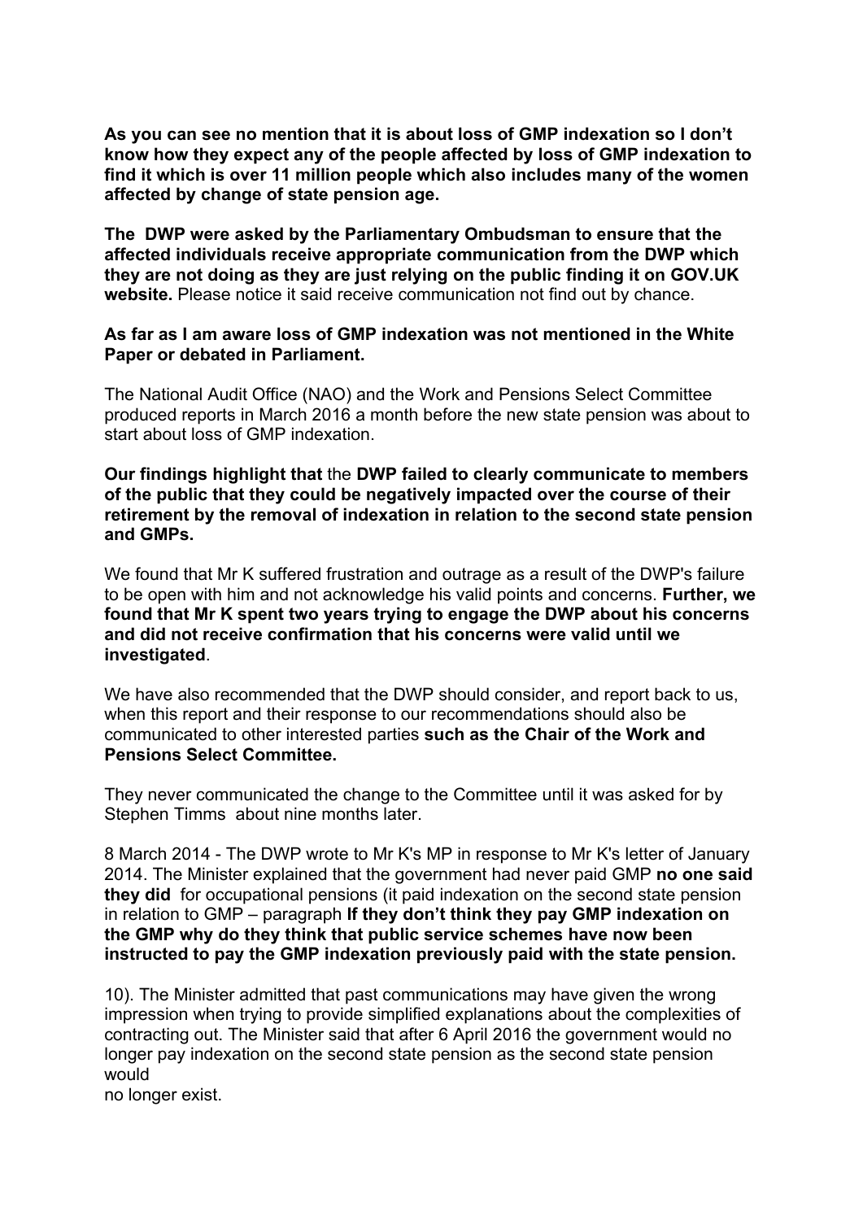**As you can see no mention that it is about loss of GMP indexation so I don't know how they expect any of the people affected by loss of GMP indexation to find it which is over 11 million people which also includes many of the women affected by change of state pension age.**

**The DWP were asked by the Parliamentary Ombudsman to ensure that the affected individuals receive appropriate communication from the DWP which they are not doing as they are just relying on the public finding it on GOV.UK website.** Please notice it said receive communication not find out by chance.

**As far as I am aware loss of GMP indexation was not mentioned in the White Paper or debated in Parliament.**

The National Audit Office (NAO) and the Work and Pensions Select Committee produced reports in March 2016 a month before the new state pension was about to start about loss of GMP indexation.

**Our findings highlight that** the **DWP failed to clearly communicate to members of the public that they could be negatively impacted over the course of their retirement by the removal of indexation in relation to the second state pension and GMPs.**

We found that Mr K suffered frustration and outrage as a result of the DWP's failure to be open with him and not acknowledge his valid points and concerns. **Further, we found that Mr K spent two years trying to engage the DWP about his concerns and did not receive confirmation that his concerns were valid until we investigated**.

We have also recommended that the DWP should consider, and report back to us, when this report and their response to our recommendations should also be communicated to other interested parties **such as the Chair of the Work and Pensions Select Committee.**

They never communicated the change to the Committee until it was asked for by Stephen Timms about nine months later.

8 March 2014 - The DWP wrote to Mr K's MP in response to Mr K's letter of January 2014. The Minister explained that the government had never paid GMP **no one said they did** for occupational pensions (it paid indexation on the second state pension in relation to GMP – paragraph **If they don't think they pay GMP indexation on the GMP why do they think that public service schemes have now been instructed to pay the GMP indexation previously paid with the state pension.**

10). The Minister admitted that past communications may have given the wrong impression when trying to provide simplified explanations about the complexities of contracting out. The Minister said that after 6 April 2016 the government would no longer pay indexation on the second state pension as the second state pension would
no longer exist.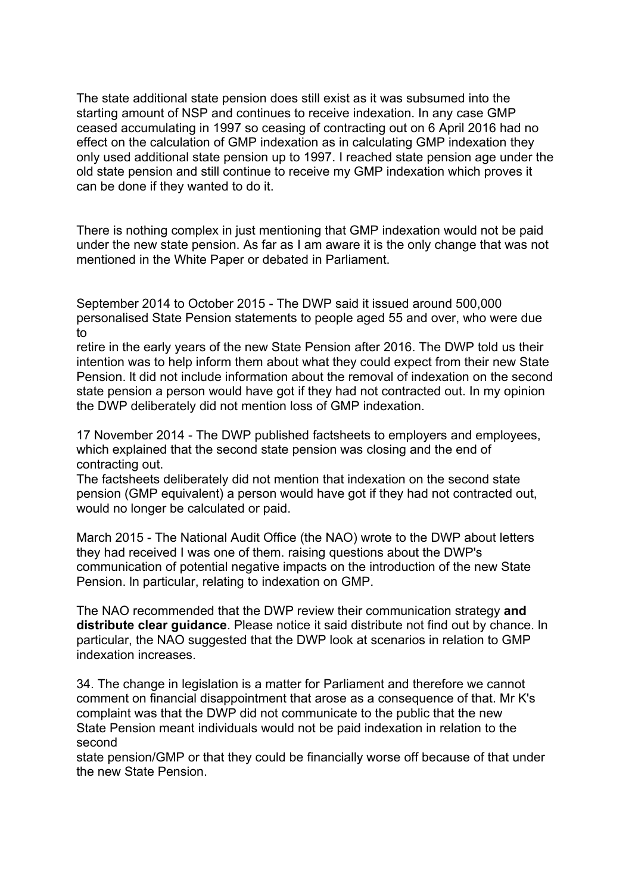The state additional state pension does still exist as it was subsumed into the starting amount of NSP and continues to receive indexation. In any case GMP ceased accumulating in 1997 so ceasing of contracting out on 6 April 2016 had no effect on the calculation of GMP indexation as in calculating GMP indexation they only used additional state pension up to 1997. I reached state pension age under the old state pension and still continue to receive my GMP indexation which proves it can be done if they wanted to do it.

There is nothing complex in just mentioning that GMP indexation would not be paid under the new state pension. As far as I am aware it is the only change that was not mentioned in the White Paper or debated in Parliament.

September 2014 to October 2015 - The DWP said it issued around 500,000 personalised State Pension statements to people aged 55 and over, who were due to
retire in the early years of the new State Pension after 2016. The DWP told us their intention was to help inform them about what they could expect from their new State Pension. It did not include information about the removal of indexation on the second state pension a person would have got if they had not contracted out. In my opinion the DWP deliberately did not mention loss of GMP indexation.

17 November 2014 - The DWP published factsheets to employers and employees, which explained that the second state pension was closing and the end of contracting out.
The factsheets deliberately did not mention that indexation on the second state pension (GMP equivalent) a person would have got if they had not contracted out, would no longer be calculated or paid.

March 2015 - The National Audit Office (the NAO) wrote to the DWP about letters they had received I was one of them. raising questions about the DWP's communication of potential negative impacts on the introduction of the new State Pension. In particular, relating to indexation on GMP.

The NAO recommended that the DWP review their communication strategy **and distribute clear guidance**. Please notice it said distribute not find out by chance. In particular, the NAO suggested that the DWP look at scenarios in relation to GMP indexation increases.

34. The change in legislation is a matter for Parliament and therefore we cannot comment on financial disappointment that arose as a consequence of that. Mr K's complaint was that the DWP did not communicate to the public that the new State Pension meant individuals would not be paid indexation in relation to the second
state pension/GMP or that they could be financially worse off because of that under the new State Pension.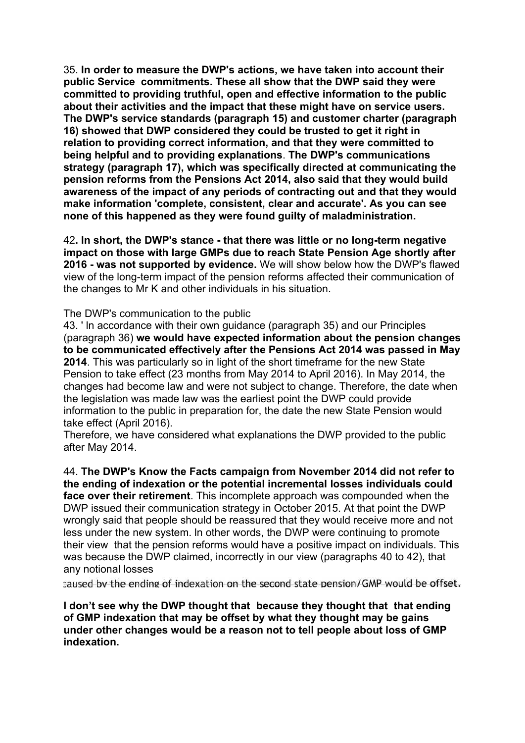35. **In order to measure the DWP's actions, we have taken into account their public Service commitments. These all show that the DWP said they were committed to providing truthful, open and effective information to the public about their activities and the impact that these might have on service users. The DWP's service standards (paragraph 15) and customer charter (paragraph 16) showed that DWP considered they could be trusted to get it right in relation to providing correct information, and that they were committed to being helpful and to providing explanations**. **The DWP's communications strategy (paragraph 17), which was specifically directed at communicating the pension reforms from the Pensions Act 2014, also said that they would build awareness of the impact of any periods of contracting out and that they would make information 'complete, consistent, clear and accurate'. As you can see none of this happened as they were found guilty of maladministration.**

42**. In short, the DWP's stance - that there was little or no long-term negative impact on those with large GMPs due to reach State Pension Age shortly after 2016 - was not supported by evidence.** We will show below how the DWP's flawed view of the long-term impact of the pension reforms affected their communication of the changes to Mr K and other individuals in his situation.

The DWP's communication to the public

43. ' In accordance with their own guidance (paragraph 35) and our Principles (paragraph 36) **we would have expected information about the pension changes to be communicated effectively after the Pensions Act 2014 was passed in May 2014**. This was particularly so in light of the short timeframe for the new State Pension to take effect (23 months from May 2014 to April 2016). In May 2014, the changes had become law and were not subject to change. Therefore, the date when the legislation was made law was the earliest point the DWP could provide information to the public in preparation for, the date the new State Pension would take effect (April 2016).

Therefore, we have considered what explanations the DWP provided to the public after May 2014.

44. **The DWP's Know the Facts campaign from November 2014 did not refer to the ending of indexation or the potential incremental losses individuals could face over their retirement**. This incomplete approach was compounded when the DWP issued their communication strategy in October 2015. At that point the DWP wrongly said that people should be reassured that they would receive more and not less under the new system. In other words, the DWP were continuing to promote their view that the pension reforms would have a positive impact on individuals. This was because the DWP claimed, incorrectly in our view (paragraphs 40 to 42), that any notional losses caused by the ending of indexation on the second state pension/GMP would be offset.

**I don't see why the DWP thought that because they thought that that ending of GMP indexation that may be offset by what they thought may be gains under other changes would be a reason not to tell people about loss of GMP indexation.**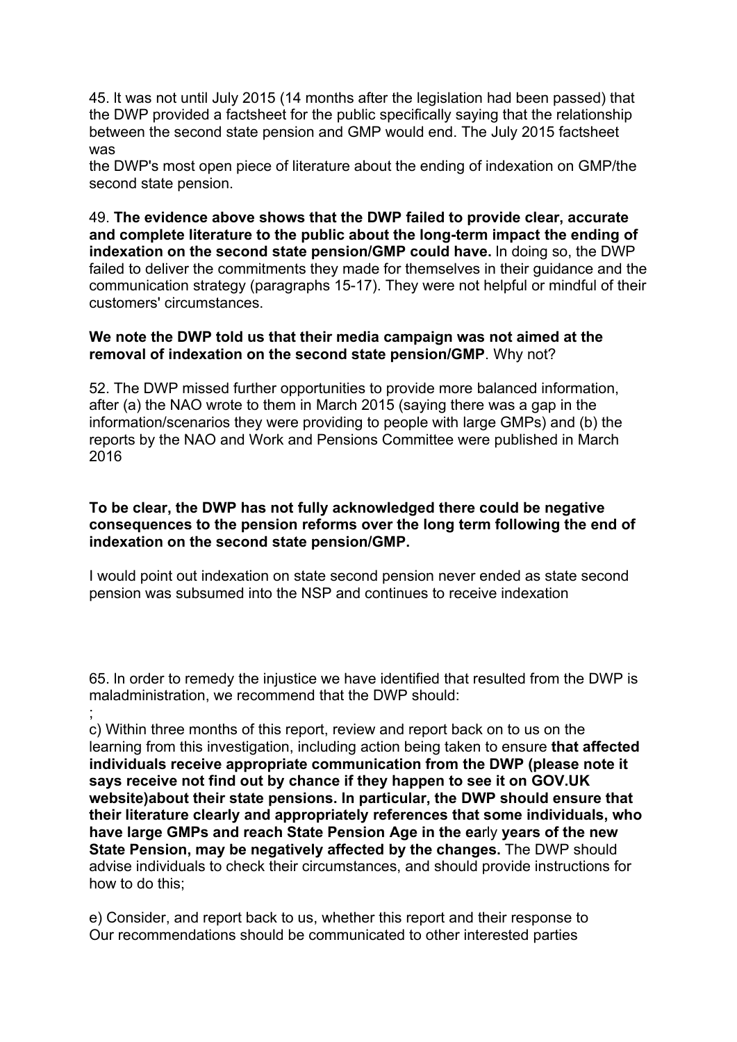45. It was not until July 2015 (14 months after the legislation had been passed) that the DWP provided a factsheet for the public specifically saying that the relationship between the second state pension and GMP would end. The July 2015 factsheet was
the DWP's most open piece of literature about the ending of indexation on GMP/the second state pension.

49. **The evidence above shows that the DWP failed to provide clear, accurate and complete literature to the public about the long-term impact the ending of indexation on the second state pension/GMP could have.** In doing so, the DWP failed to deliver the commitments they made for themselves in their guidance and the communication strategy (paragraphs 15-17). They were not helpful or mindful of their customers' circumstances.

**We note the DWP told us that their media campaign was not aimed at the removal of indexation on the second state pension/GMP**. Why not?

52. The DWP missed further opportunities to provide more balanced information, after (a) the NAO wrote to them in March 2015 (saying there was a gap in the information/scenarios they were providing to people with large GMPs) and (b) the reports by the NAO and Work and Pensions Committee were published in March 2016

**To be clear, the DWP has not fully acknowledged there could be negative consequences to the pension reforms over the long term following the end of indexation on the second state pension/GMP.**

I would point out indexation on state second pension never ended as state second pension was subsumed into the NSP and continues to receive indexation

65. In order to remedy the injustice we have identified that resulted from the DWP is maladministration, we recommend that the DWP should:
;
c) Within three months of this report, review and report back on to us on the learning from this investigation, including action being taken to ensure **that affected individuals receive appropriate communication from the DWP (please note it says receive not find out by chance if they happen to see it on GOV.UK website)about their state pensions. In particular, the DWP should ensure that their literature clearly and appropriately references that some individuals, who have large GMPs and reach State Pension Age in the ea**rly **years of the new State Pension, may be negatively affected by the changes.** The DWP should advise individuals to check their circumstances, and should provide instructions for how to do this;

e) Consider, and report back to us, whether this report and their response to Our recommendations should be communicated to other interested parties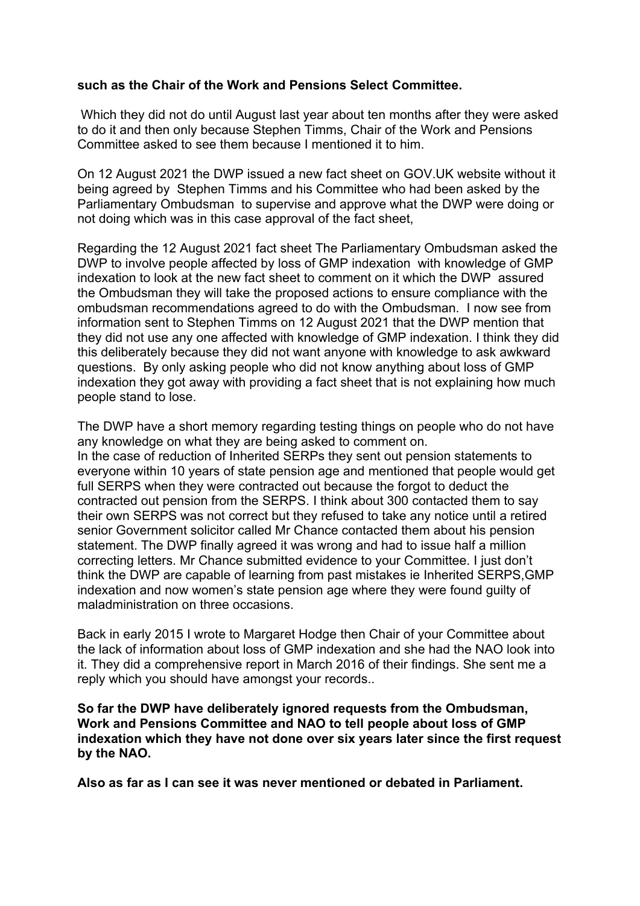**such as the Chair of the Work and Pensions Select Committee.**

Which they did not do until August last year about ten months after they were asked to do it and then only because Stephen Timms, Chair of the Work and Pensions Committee asked to see them because I mentioned it to him.

On 12 August 2021 the DWP issued a new fact sheet on GOV.UK website without it being agreed by Stephen Timms and his Committee who had been asked by the Parliamentary Ombudsman to supervise and approve what the DWP were doing or not doing which was in this case approval of the fact sheet,

Regarding the 12 August 2021 fact sheet The Parliamentary Ombudsman asked the DWP to involve people affected by loss of GMP indexation with knowledge of GMP indexation to look at the new fact sheet to comment on it which the DWP assured the Ombudsman they will take the proposed actions to ensure compliance with the ombudsman recommendations agreed to do with the Ombudsman. I now see from information sent to Stephen Timms on 12 August 2021 that the DWP mention that they did not use any one affected with knowledge of GMP indexation. I think they did this deliberately because they did not want anyone with knowledge to ask awkward questions. By only asking people who did not know anything about loss of GMP indexation they got away with providing a fact sheet that is not explaining how much people stand to lose.

The DWP have a short memory regarding testing things on people who do not have any knowledge on what they are being asked to comment on.
In the case of reduction of Inherited SERPs they sent out pension statements to everyone within 10 years of state pension age and mentioned that people would get full SERPS when they were contracted out because the forgot to deduct the contracted out pension from the SERPS. I think about 300 contacted them to say their own SERPS was not correct but they refused to take any notice until a retired senior Government solicitor called Mr Chance contacted them about his pension statement. The DWP finally agreed it was wrong and had to issue half a million correcting letters. Mr Chance submitted evidence to your Committee. I just don't think the DWP are capable of learning from past mistakes ie Inherited SERPS,GMP indexation and now women's state pension age where they were found guilty of maladministration on three occasions.

Back in early 2015 I wrote to Margaret Hodge then Chair of your Committee about the lack of information about loss of GMP indexation and she had the NAO look into it. They did a comprehensive report in March 2016 of their findings. She sent me a reply which you should have amongst your records..

**So far the DWP have deliberately ignored requests from the Ombudsman, Work and Pensions Committee and NAO to tell people about loss of GMP indexation which they have not done over six years later since the first request by the NAO.**

**Also as far as I can see it was never mentioned or debated in Parliament.**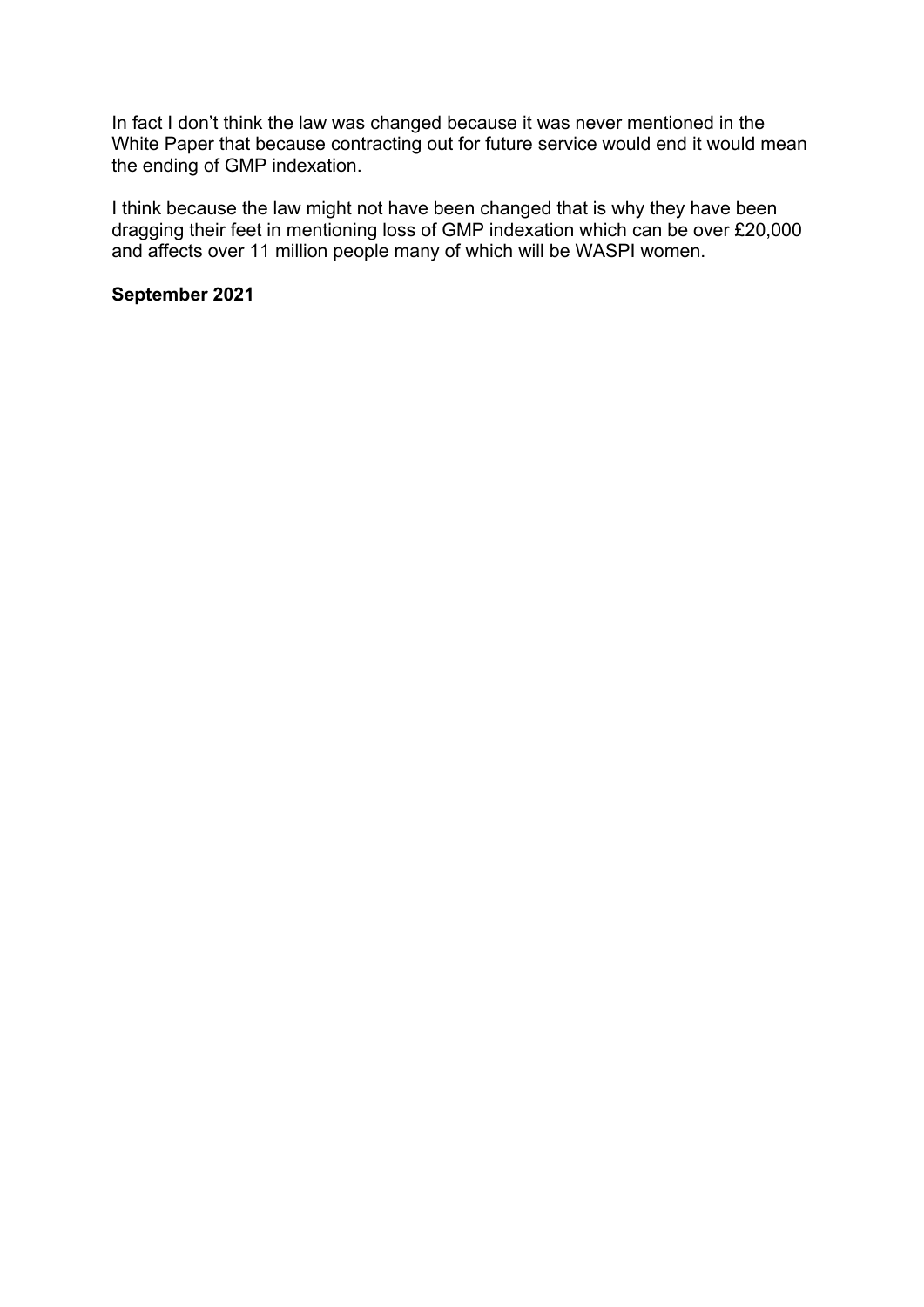In fact I don't think the law was changed because it was never mentioned in the White Paper that because contracting out for future service would end it would mean the ending of GMP indexation.

I think because the law might not have been changed that is why they have been dragging their feet in mentioning loss of GMP indexation which can be over £20,000 and affects over 11 million people many of which will be WASPI women.

**September 2021**